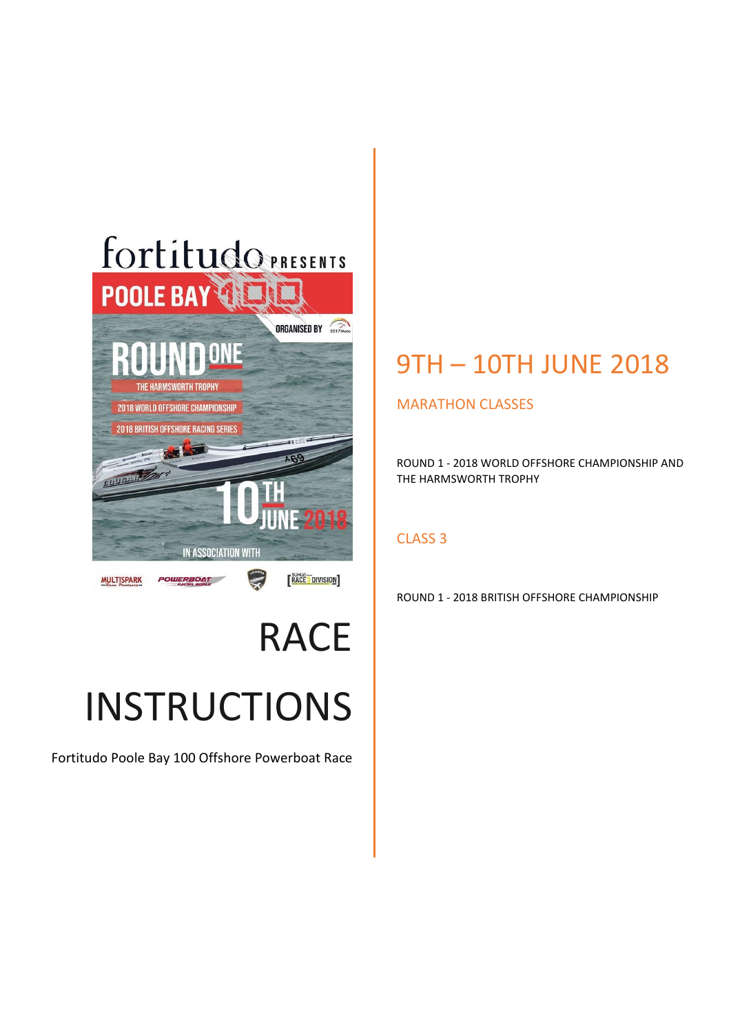fortitudo PRESENTS

POOLE BAY 100

ORGANISED BY 2017Moto

ROUND ONE

THE HARMSWORTH TROPHY

2018 WORLD OFFSHORE CHAMPIONSHIP

2018 BRITISH OFFSHORE RACING SERIES

10TH JUNE 2018

IN ASSOCIATION WITH

MULTISPARK POWERBOAT RACING WORLD RACE 3 DIVISION

# RACE INSTRUCTIONS

Fortitudo Poole Bay 100 Offshore Powerboat Race

## 9TH – 10TH JUNE 2018

### MARATHON CLASSES

ROUND 1 - 2018 WORLD OFFSHORE CHAMPIONSHIP AND THE HARMSWORTH TROPHY

### CLASS 3

ROUND 1 - 2018 BRITISH OFFSHORE CHAMPIONSHIP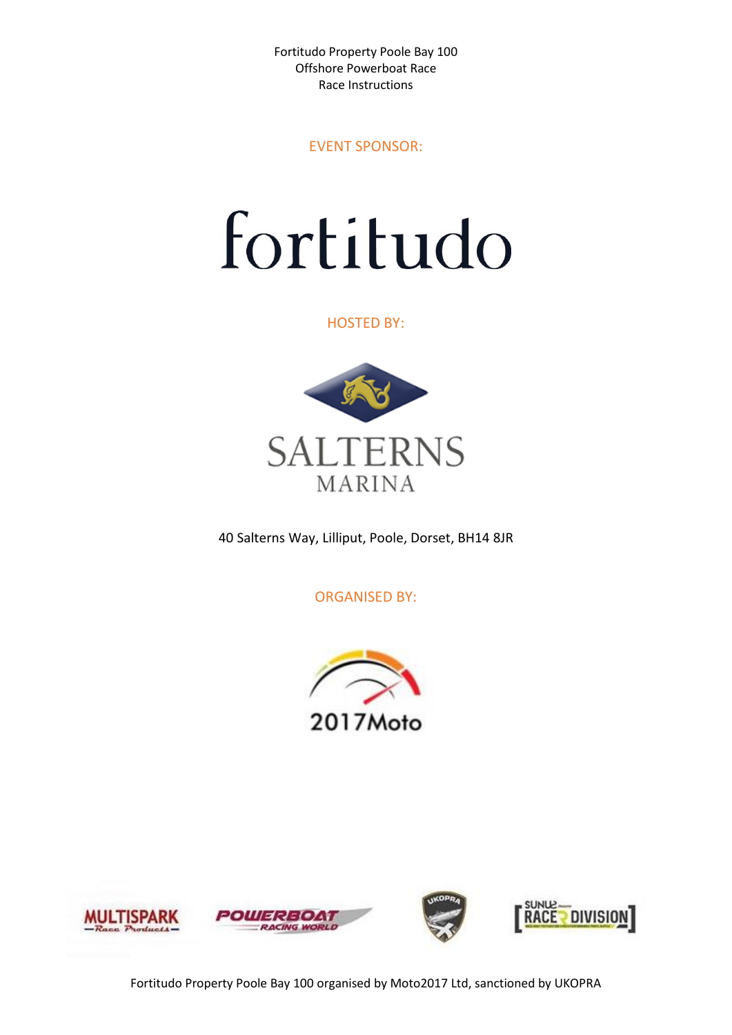Fortitudo Property Poole Bay 100
Offshore Powerboat Race
Race Instructions

EVENT SPONSOR:

fortitudo

HOSTED BY:

SALTERNS
MARINA

40 Salterns Way, Lilliput, Poole, Dorset, BH14 8JR

ORGANISED BY:

2017Moto

Fortitudo Property Poole Bay 100 organised by Moto2017 Ltd, sanctioned by UKOPRA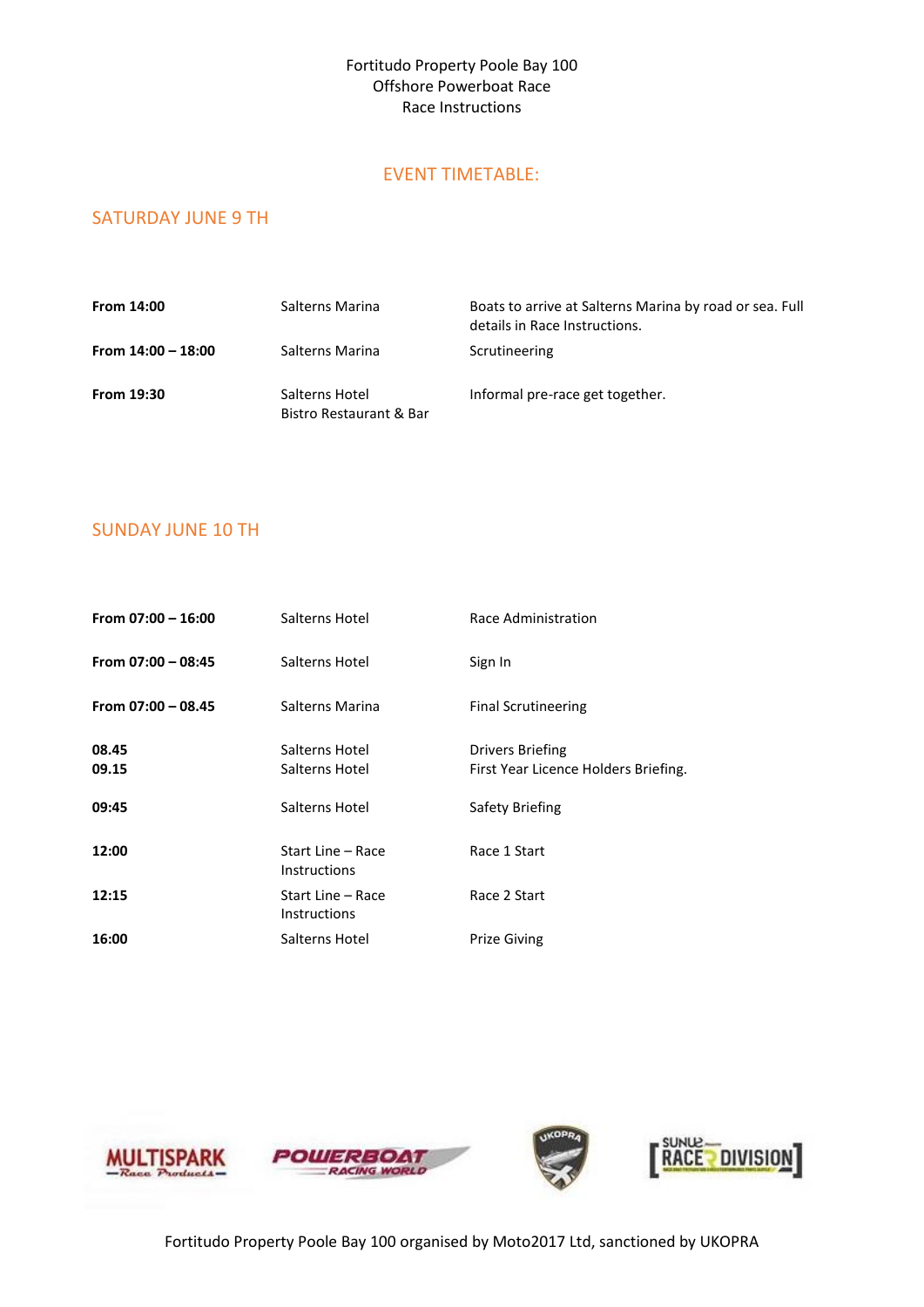Fortitudo Property Poole Bay 100
Offshore Powerboat Race
Race Instructions

## EVENT TIMETABLE:

### SATURDAY JUNE 9 TH

| | | |
|---|---|---|
| **From 14:00** | Salterns Marina | Boats to arrive at Salterns Marina by road or sea. Full details in Race Instructions. |
| **From 14:00 – 18:00** | Salterns Marina | Scrutineering |
| **From 19:30** | Salterns Hotel Bistro Restaurant & Bar | Informal pre-race get together. |

### SUNDAY JUNE 10 TH

| | | |
|---|---|---|
| **From 07:00 – 16:00** | Salterns Hotel | Race Administration |
| **From 07:00 – 08:45** | Salterns Hotel | Sign In |
| **From 07:00 – 08.45** | Salterns Marina | Final Scrutineering |
| **08.45** | Salterns Hotel | Drivers Briefing |
| **09.15** | Salterns Hotel | First Year Licence Holders Briefing. |
| **09:45** | Salterns Hotel | Safety Briefing |
| **12:00** | Start Line – Race Instructions | Race 1 Start |
| **12:15** | Start Line – Race Instructions | Race 2 Start |
| **16:00** | Salterns Hotel | Prize Giving |

Fortitudo Property Poole Bay 100 organised by Moto2017 Ltd, sanctioned by UKOPRA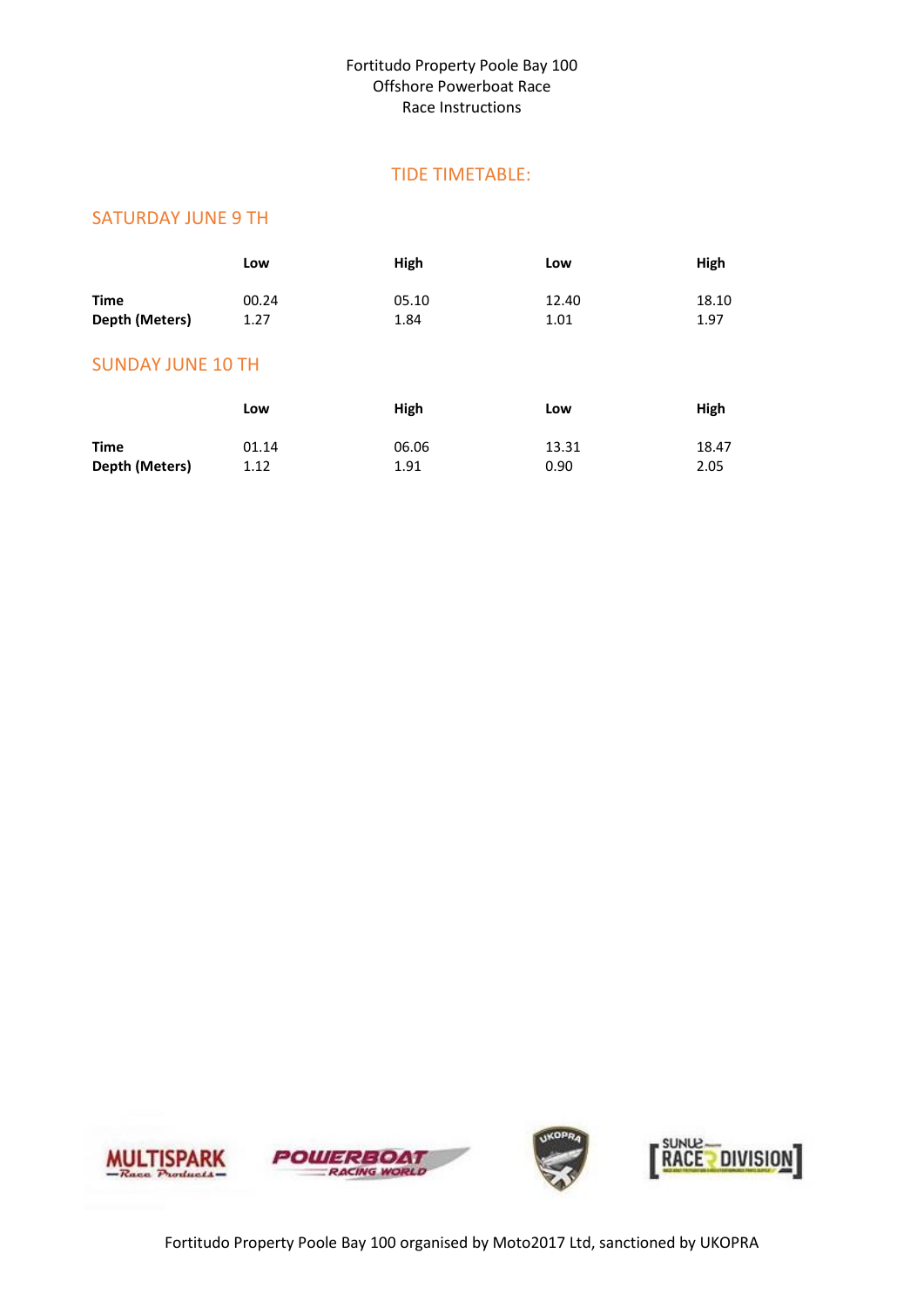Fortitudo Property Poole Bay 100
Offshore Powerboat Race
Race Instructions

## TIDE TIMETABLE:

### SATURDAY JUNE 9 TH

| | Low | High | Low | High |
|---|---|---|---|---|
| **Time** | 00.24 | 05.10 | 12.40 | 18.10 |
| **Depth (Meters)** | 1.27 | 1.84 | 1.01 | 1.97 |

### SUNDAY JUNE 10 TH

| | Low | High | Low | High |
|---|---|---|---|---|
| **Time** | 01.14 | 06.06 | 13.31 | 18.47 |
| **Depth (Meters)** | 1.12 | 1.91 | 0.90 | 2.05 |

Fortitudo Property Poole Bay 100 organised by Moto2017 Ltd, sanctioned by UKOPRA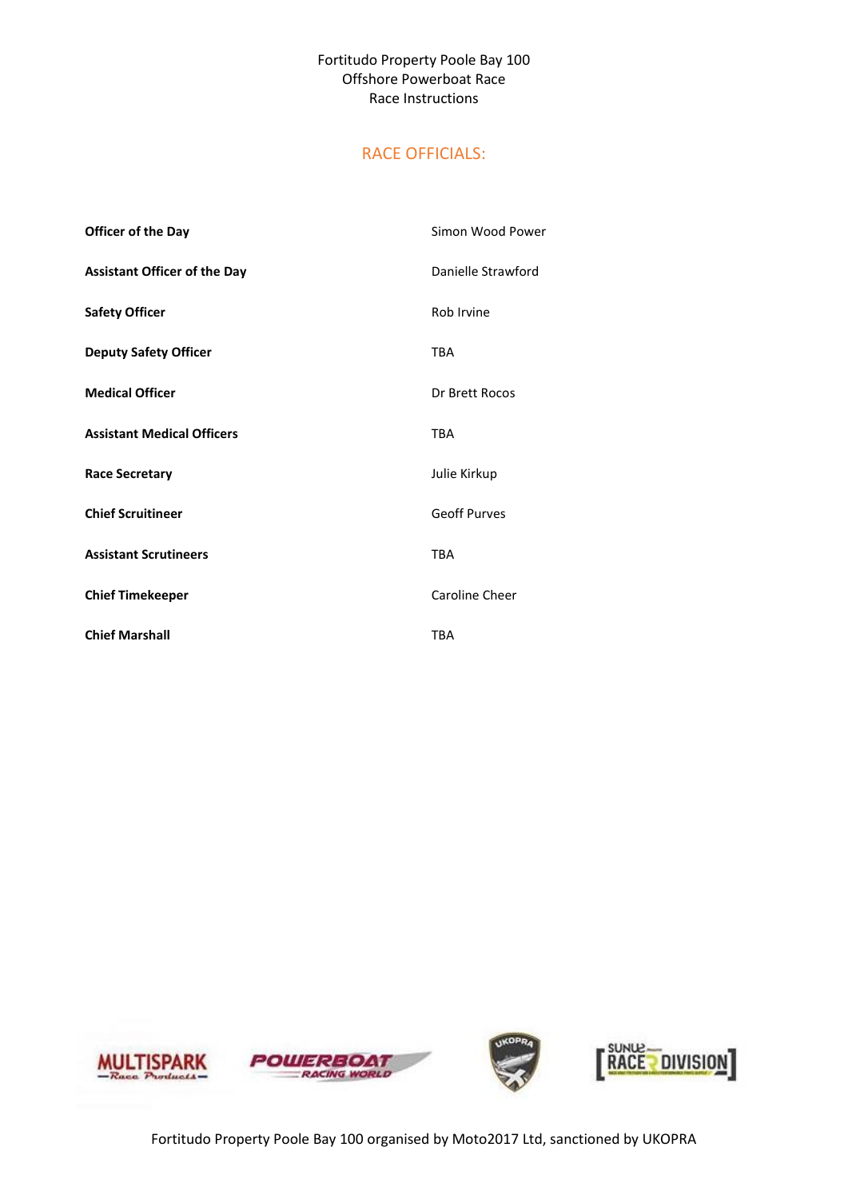Fortitudo Property Poole Bay 100
Offshore Powerboat Race
Race Instructions

## RACE OFFICIALS:

| | |
|---|---|
| **Officer of the Day** | Simon Wood Power |
| **Assistant Officer of the Day** | Danielle Strawford |
| **Safety Officer** | Rob Irvine |
| **Deputy Safety Officer** | TBA |
| **Medical Officer** | Dr Brett Rocos |
| **Assistant Medical Officers** | TBA |
| **Race Secretary** | Julie Kirkup |
| **Chief Scruitineer** | Geoff Purves |
| **Assistant Scrutineers** | TBA |
| **Chief Timekeeper** | Caroline Cheer |
| **Chief Marshall** | TBA |

Fortitudo Property Poole Bay 100 organised by Moto2017 Ltd, sanctioned by UKOPRA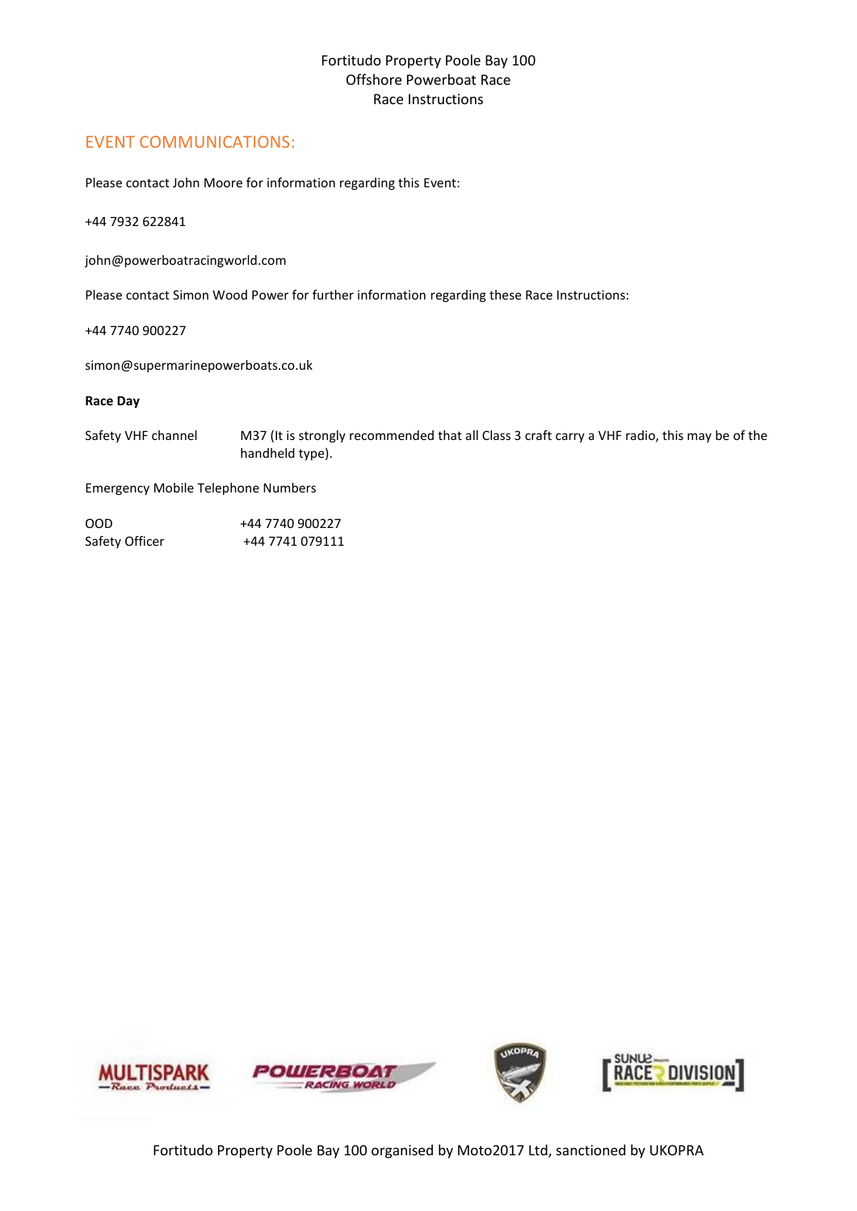## EVENT COMMUNICATIONS:

Please contact John Moore for information regarding this Event:

+44 7932 622841

john@powerboatracingworld.com

Please contact Simon Wood Power for further information regarding these Race Instructions:

+44 7740 900227

simon@supermarinepowerboats.co.uk

**Race Day**

| | |
|---|---|
| Safety VHF channel | M37 (It is strongly recommended that all Class 3 craft carry a VHF radio, this may be of the handheld type). |

Emergency Mobile Telephone Numbers

| | |
|---|---|
| OOD | +44 7740 900227 |
| Safety Officer | +44 7741 079111 |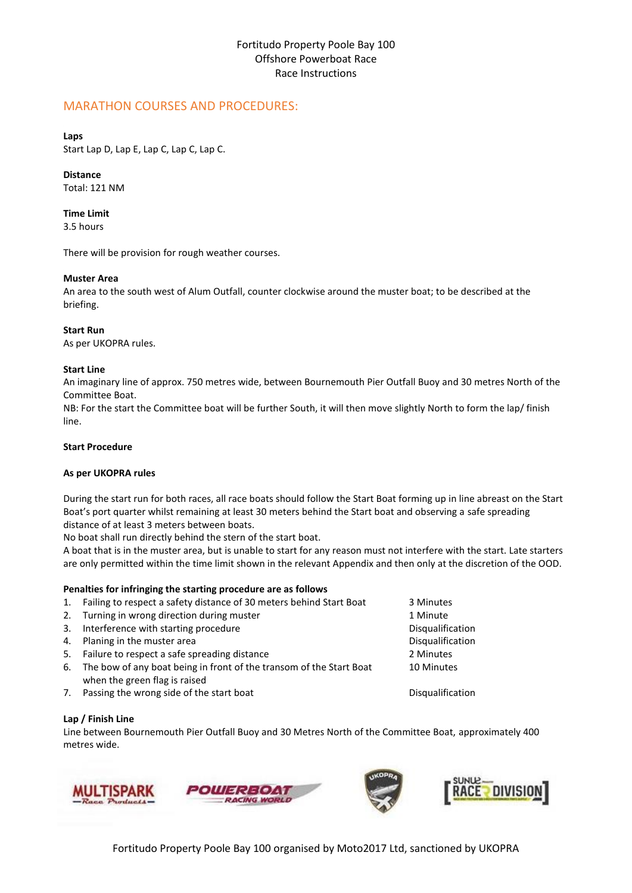Fortitudo Property Poole Bay 100
Offshore Powerboat Race
Race Instructions

## MARATHON COURSES AND PROCEDURES:

**Laps**
Start Lap D, Lap E, Lap C, Lap C, Lap C.

**Distance**
Total: 121 NM

**Time Limit**
3.5 hours

There will be provision for rough weather courses.

**Muster Area**
An area to the south west of Alum Outfall, counter clockwise around the muster boat; to be described at the briefing.

**Start Run**
As per UKOPRA rules.

**Start Line**
An imaginary line of approx. 750 metres wide, between Bournemouth Pier Outfall Buoy and 30 metres North of the Committee Boat.
NB: For the start the Committee boat will be further South, it will then move slightly North to form the lap/ finish line.

**Start Procedure**

**As per UKOPRA rules**

During the start run for both races, all race boats should follow the Start Boat forming up in line abreast on the Start Boat's port quarter whilst remaining at least 30 meters behind the Start boat and observing a safe spreading distance of at least 3 meters between boats.
No boat shall run directly behind the stern of the start boat.
A boat that is in the muster area, but is unable to start for any reason must not interfere with the start. Late starters are only permitted within the time limit shown in the relevant Appendix and then only at the discretion of the OOD.

**Penalties for infringing the starting procedure are as follows**

| | Infringement | Penalty |
|---|---|---|
| 1. | Failing to respect a safety distance of 30 meters behind Start Boat | 3 Minutes |
| 2. | Turning in wrong direction during muster | 1 Minute |
| 3. | Interference with starting procedure | Disqualification |
| 4. | Planing in the muster area | Disqualification |
| 5. | Failure to respect a safe spreading distance | 2 Minutes |
| 6. | The bow of any boat being in front of the transom of the Start Boat when the green flag is raised | 10 Minutes |
| 7. | Passing the wrong side of the start boat | Disqualification |

**Lap / Finish Line**
Line between Bournemouth Pier Outfall Buoy and 30 Metres North of the Committee Boat, approximately 400 metres wide.

Fortitudo Property Poole Bay 100 organised by Moto2017 Ltd, sanctioned by UKOPRA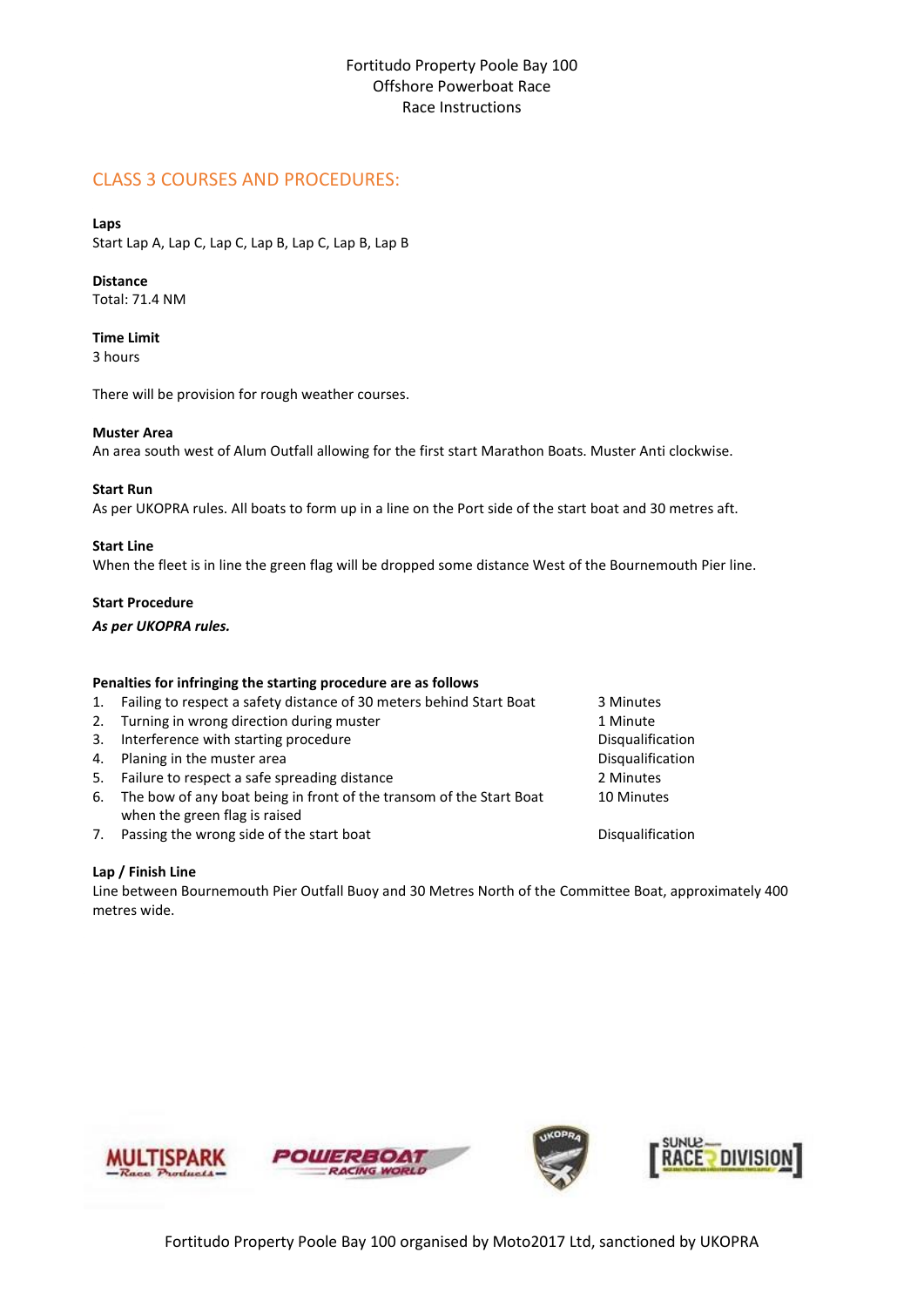Fortitudo Property Poole Bay 100
Offshore Powerboat Race
Race Instructions

## CLASS 3 COURSES AND PROCEDURES:

**Laps**
Start Lap A, Lap C, Lap C, Lap B, Lap C, Lap B, Lap B

**Distance**
Total: 71.4 NM

**Time Limit**
3 hours

There will be provision for rough weather courses.

**Muster Area**
An area south west of Alum Outfall allowing for the first start Marathon Boats. Muster Anti clockwise.

**Start Run**
As per UKOPRA rules. All boats to form up in a line on the Port side of the start boat and 30 metres aft.

**Start Line**
When the fleet is in line the green flag will be dropped some distance West of the Bournemouth Pier line.

**Start Procedure**

***As per UKOPRA rules.***

**Penalties for infringing the starting procedure are as follows**

| | Infringement | Penalty |
|---|---|---|
| 1. | Failing to respect a safety distance of 30 meters behind Start Boat | 3 Minutes |
| 2. | Turning in wrong direction during muster | 1 Minute |
| 3. | Interference with starting procedure | Disqualification |
| 4. | Planing in the muster area | Disqualification |
| 5. | Failure to respect a safe spreading distance | 2 Minutes |
| 6. | The bow of any boat being in front of the transom of the Start Boat when the green flag is raised | 10 Minutes |
| 7. | Passing the wrong side of the start boat | Disqualification |

**Lap / Finish Line**
Line between Bournemouth Pier Outfall Buoy and 30 Metres North of the Committee Boat, approximately 400 metres wide.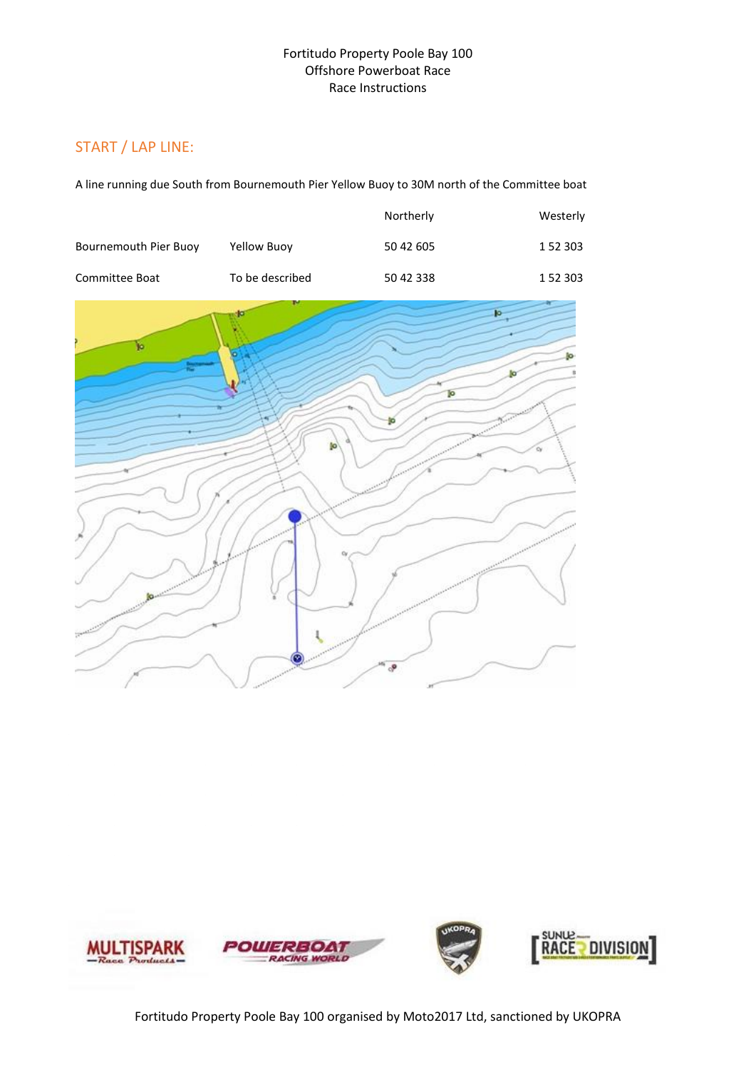Fortitudo Property Poole Bay 100
Offshore Powerboat Race
Race Instructions

## START / LAP LINE:

A line running due South from Bournemouth Pier Yellow Buoy to 30M north of the Committee boat

| | | Northerly | Westerly |
|---|---|---|---|
| Bournemouth Pier Buoy | Yellow Buoy | 50 42 605 | 1 52 303 |
| Committee Boat | To be described | 50 42 338 | 1 52 303 |

Fortitudo Property Poole Bay 100 organised by Moto2017 Ltd, sanctioned by UKOPRA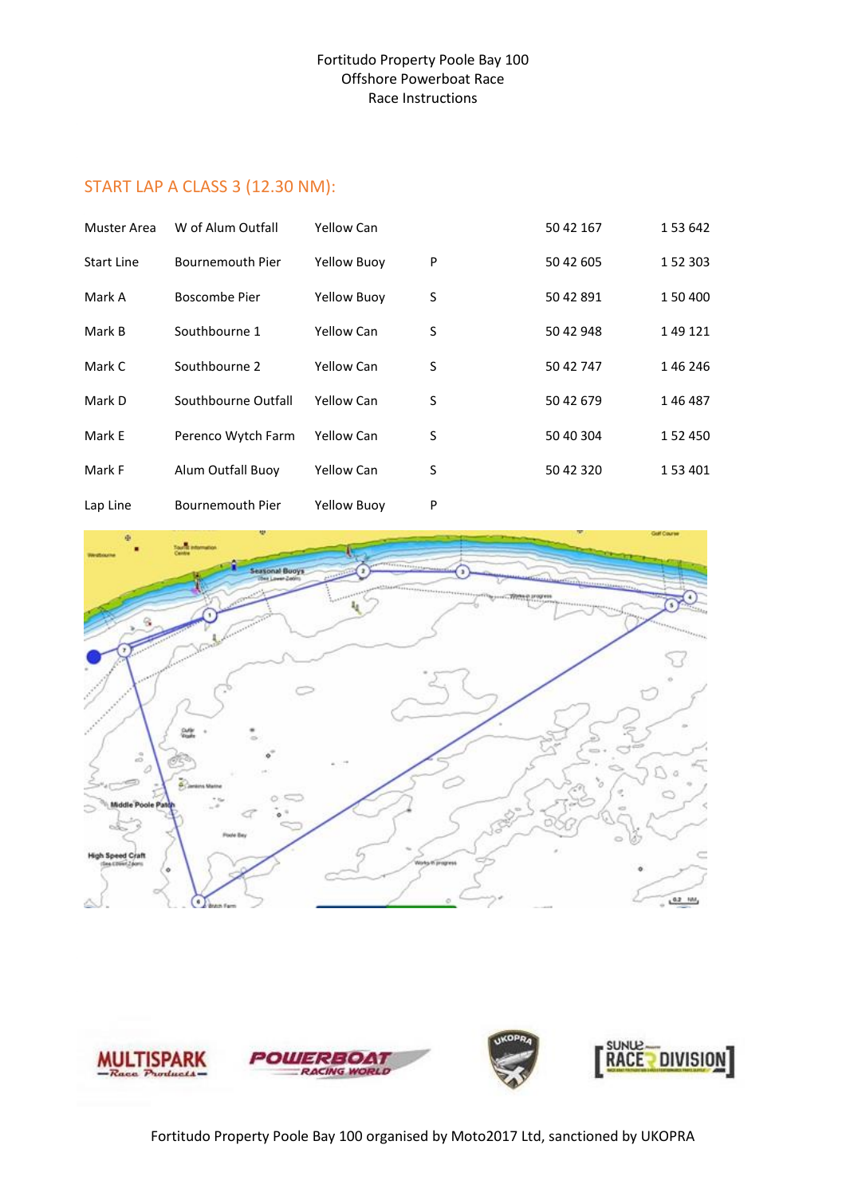Fortitudo Property Poole Bay 100
Offshore Powerboat Race
Race Instructions

## START LAP A CLASS 3 (12.30 NM):

| | | | | | |
|---|---|---|---|---|---|
| Muster Area | W of Alum Outfall | Yellow Can | | 50 42 167 | 1 53 642 |
| Start Line | Bournemouth Pier | Yellow Buoy | P | 50 42 605 | 1 52 303 |
| Mark A | Boscombe Pier | Yellow Buoy | S | 50 42 891 | 1 50 400 |
| Mark B | Southbourne 1 | Yellow Can | S | 50 42 948 | 1 49 121 |
| Mark C | Southbourne 2 | Yellow Can | S | 50 42 747 | 1 46 246 |
| Mark D | Southbourne Outfall | Yellow Can | S | 50 42 679 | 1 46 487 |
| Mark E | Perenco Wytch Farm | Yellow Can | S | 50 40 304 | 1 52 450 |
| Mark F | Alum Outfall Buoy | Yellow Can | S | 50 42 320 | 1 53 401 |
| Lap Line | Bournemouth Pier | Yellow Buoy | P | | |

Fortitudo Property Poole Bay 100 organised by Moto2017 Ltd, sanctioned by UKOPRA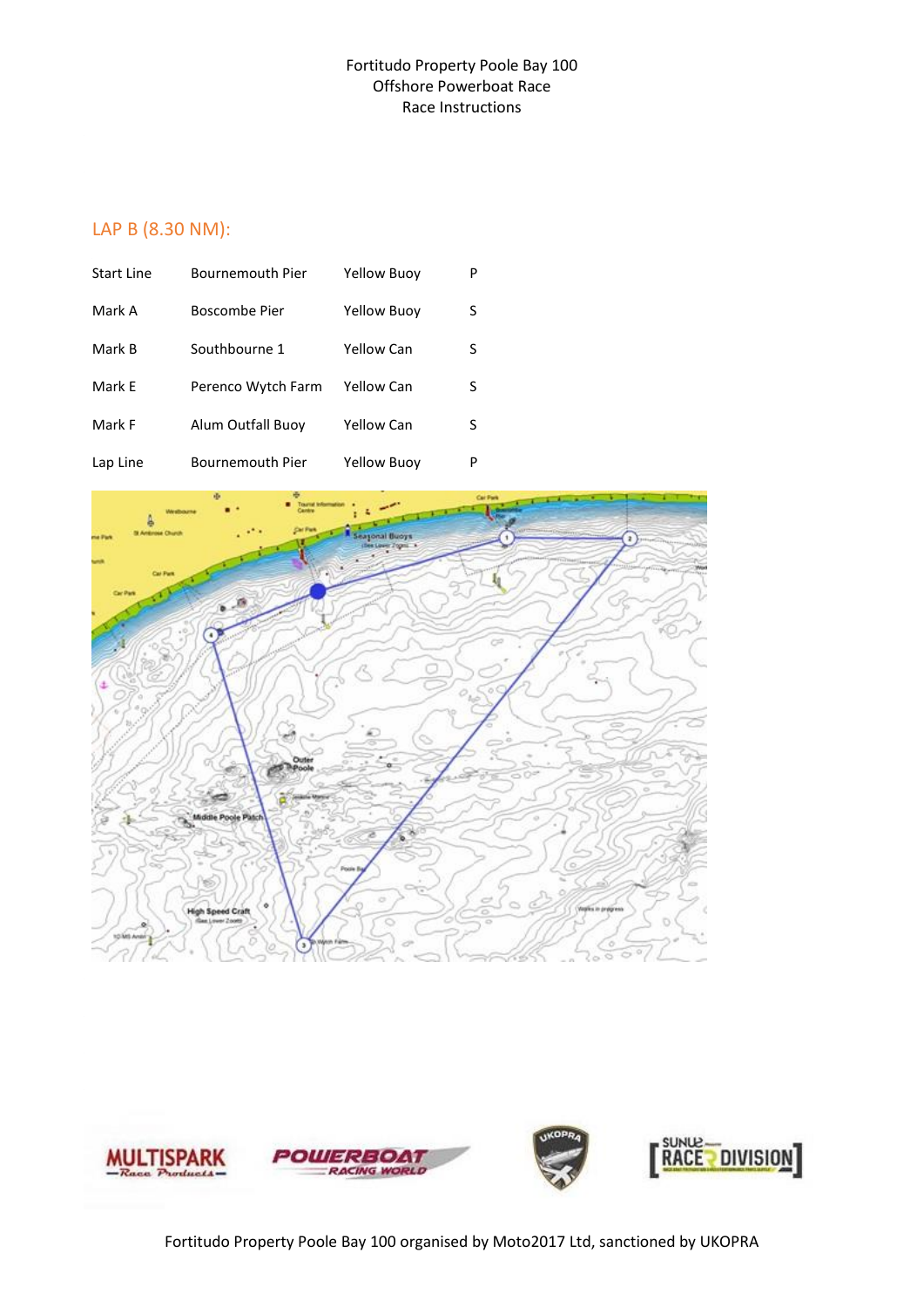Fortitudo Property Poole Bay 100
Offshore Powerboat Race
Race Instructions

## LAP B (8.30 NM):

| | | | |
|---|---|---|---|
| Start Line | Bournemouth Pier | Yellow Buoy | P |
| Mark A | Boscombe Pier | Yellow Buoy | S |
| Mark B | Southbourne 1 | Yellow Can | S |
| Mark E | Perenco Wytch Farm | Yellow Can | S |
| Mark F | Alum Outfall Buoy | Yellow Can | S |
| Lap Line | Bournemouth Pier | Yellow Buoy | P |

Fortitudo Property Poole Bay 100 organised by Moto2017 Ltd, sanctioned by UKOPRA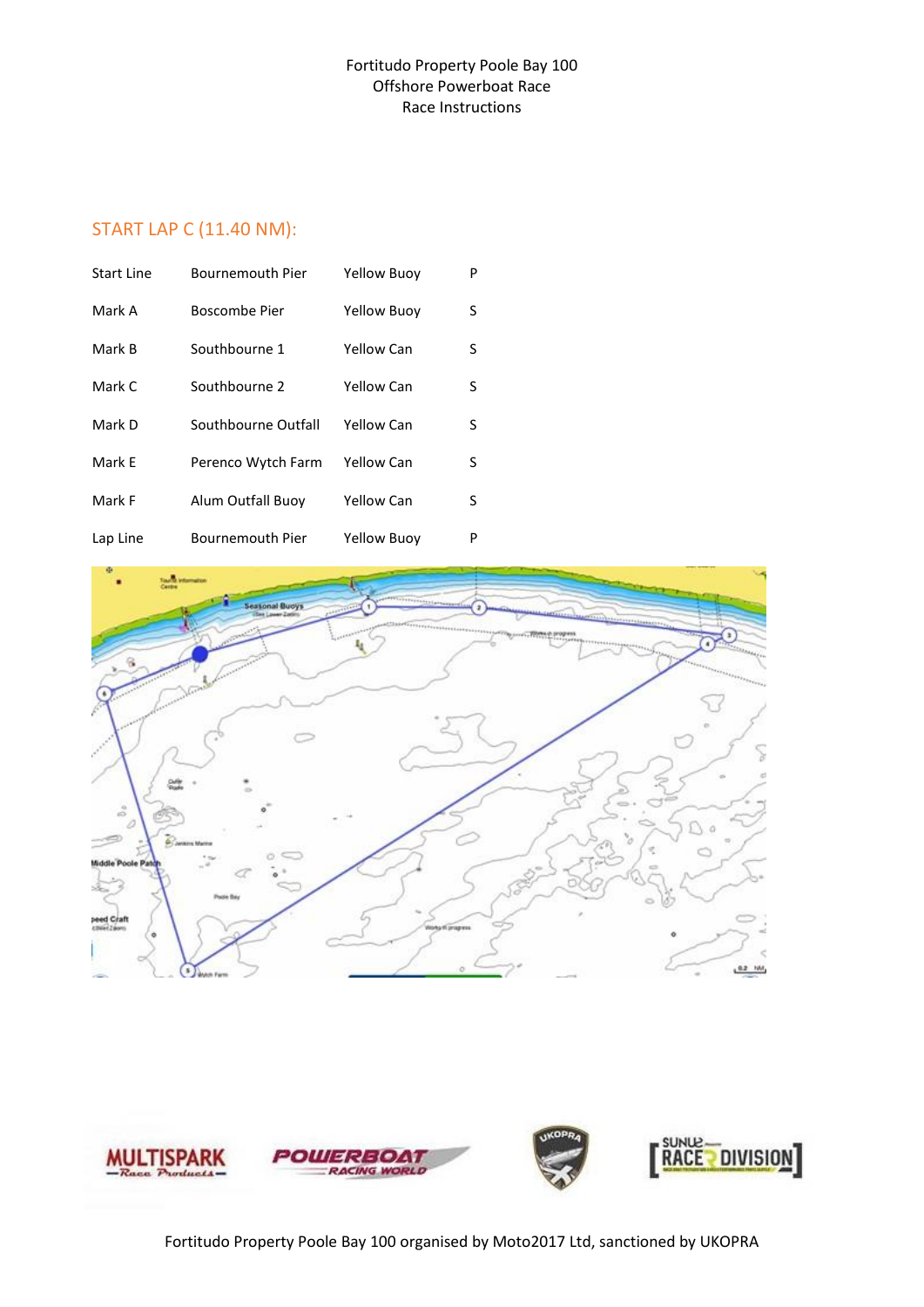Fortitudo Property Poole Bay 100
Offshore Powerboat Race
Race Instructions

## START LAP C (11.40 NM):

| | | | |
|---|---|---|---|
| Start Line | Bournemouth Pier | Yellow Buoy | P |
| Mark A | Boscombe Pier | Yellow Buoy | S |
| Mark B | Southbourne 1 | Yellow Can | S |
| Mark C | Southbourne 2 | Yellow Can | S |
| Mark D | Southbourne Outfall | Yellow Can | S |
| Mark E | Perenco Wytch Farm | Yellow Can | S |
| Mark F | Alum Outfall Buoy | Yellow Can | S |
| Lap Line | Bournemouth Pier | Yellow Buoy | P |

Fortitudo Property Poole Bay 100 organised by Moto2017 Ltd, sanctioned by UKOPRA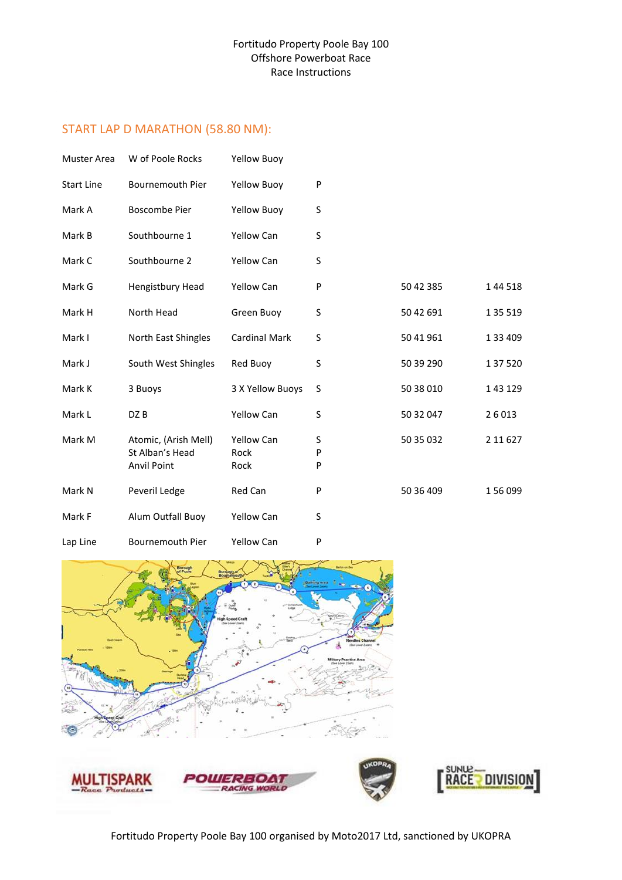Fortitudo Property Poole Bay 100
Offshore Powerboat Race
Race Instructions

## START LAP D MARATHON (58.80 NM):

| | | | | | |
|---|---|---|---|---|---|
| Muster Area | W of Poole Rocks | Yellow Buoy | | | |
| Start Line | Bournemouth Pier | Yellow Buoy | P | | |
| Mark A | Boscombe Pier | Yellow Buoy | S | | |
| Mark B | Southbourne 1 | Yellow Can | S | | |
| Mark C | Southbourne 2 | Yellow Can | S | | |
| Mark G | Hengistbury Head | Yellow Can | P | 50 42 385 | 1 44 518 |
| Mark H | North Head | Green Buoy | S | 50 42 691 | 1 35 519 |
| Mark I | North East Shingles | Cardinal Mark | S | 50 41 961 | 1 33 409 |
| Mark J | South West Shingles | Red Buoy | S | 50 39 290 | 1 37 520 |
| Mark K | 3 Buoys | 3 X Yellow Buoys | S | 50 38 010 | 1 43 129 |
| Mark L | DZ B | Yellow Can | S | 50 32 047 | 2 6 013 |
| Mark M | Atomic, (Arish Mell)<br>St Alban's Head<br>Anvil Point | Yellow Can<br>Rock<br>Rock | S<br>P<br>P | 50 35 032 | 2 11 627 |
| Mark N | Peveril Ledge | Red Can | P | 50 36 409 | 1 56 099 |
| Mark F | Alum Outfall Buoy | Yellow Can | S | | |
| Lap Line | Bournemouth Pier | Yellow Can | P | | |

Fortitudo Property Poole Bay 100 organised by Moto2017 Ltd, sanctioned by UKOPRA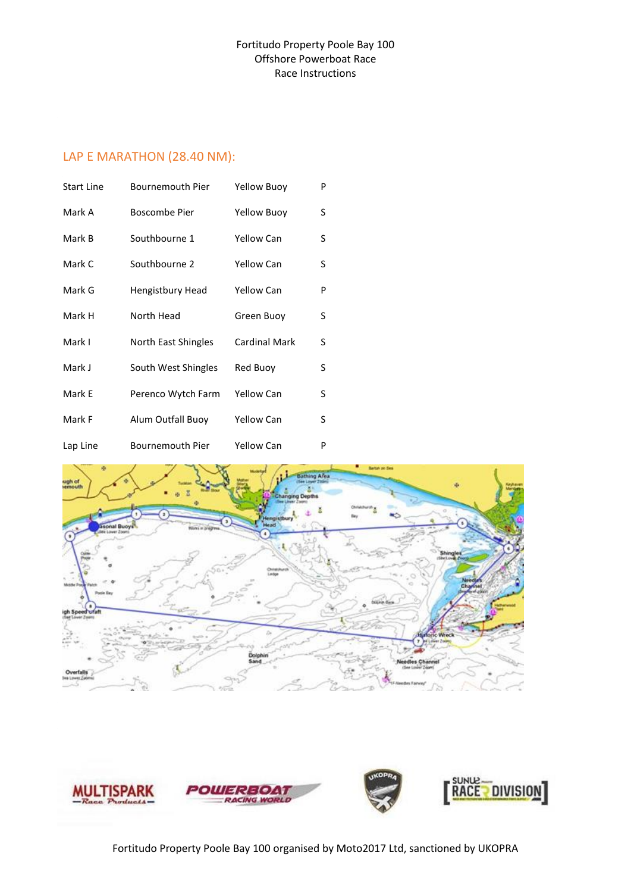Fortitudo Property Poole Bay 100
Offshore Powerboat Race
Race Instructions

## LAP E MARATHON (28.40 NM):

| | | | |
|---|---|---|---|
| Start Line | Bournemouth Pier | Yellow Buoy | P |
| Mark A | Boscombe Pier | Yellow Buoy | S |
| Mark B | Southbourne 1 | Yellow Can | S |
| Mark C | Southbourne 2 | Yellow Can | S |
| Mark G | Hengistbury Head | Yellow Can | P |
| Mark H | North Head | Green Buoy | S |
| Mark I | North East Shingles | Cardinal Mark | S |
| Mark J | South West Shingles | Red Buoy | S |
| Mark E | Perenco Wytch Farm | Yellow Can | S |
| Mark F | Alum Outfall Buoy | Yellow Can | S |
| Lap Line | Bournemouth Pier | Yellow Can | P |

Fortitudo Property Poole Bay 100 organised by Moto2017 Ltd, sanctioned by UKOPRA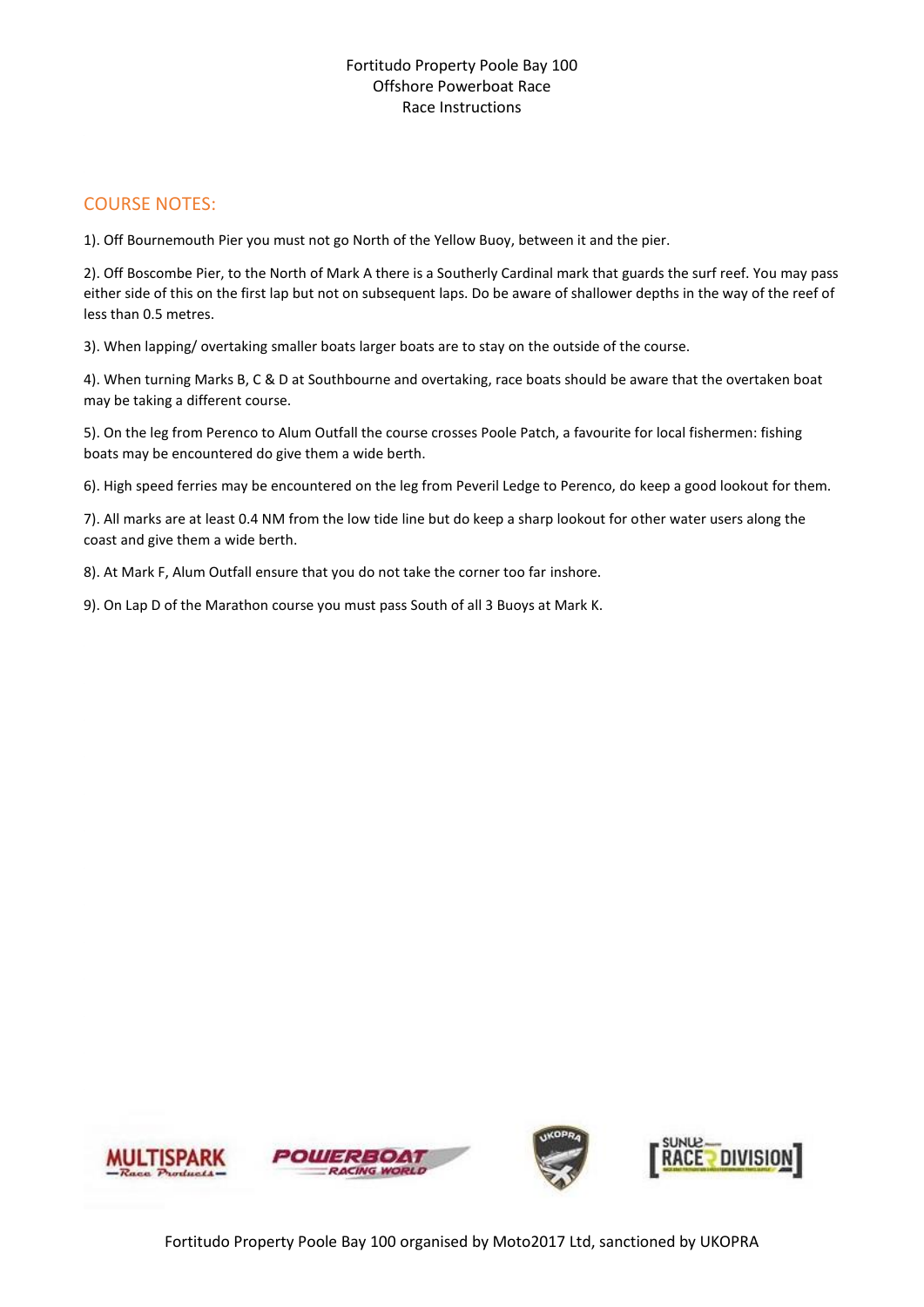Fortitudo Property Poole Bay 100
Offshore Powerboat Race
Race Instructions

## COURSE NOTES:

1). Off Bournemouth Pier you must not go North of the Yellow Buoy, between it and the pier.

2). Off Boscombe Pier, to the North of Mark A there is a Southerly Cardinal mark that guards the surf reef. You may pass either side of this on the first lap but not on subsequent laps. Do be aware of shallower depths in the way of the reef of less than 0.5 metres.

3). When lapping/ overtaking smaller boats larger boats are to stay on the outside of the course.

4). When turning Marks B, C & D at Southbourne and overtaking, race boats should be aware that the overtaken boat may be taking a different course.

5). On the leg from Perenco to Alum Outfall the course crosses Poole Patch, a favourite for local fishermen: fishing boats may be encountered do give them a wide berth.

6). High speed ferries may be encountered on the leg from Peveril Ledge to Perenco, do keep a good lookout for them.

7). All marks are at least 0.4 NM from the low tide line but do keep a sharp lookout for other water users along the coast and give them a wide berth.

8). At Mark F, Alum Outfall ensure that you do not take the corner too far inshore.

9). On Lap D of the Marathon course you must pass South of all 3 Buoys at Mark K.

Fortitudo Property Poole Bay 100 organised by Moto2017 Ltd, sanctioned by UKOPRA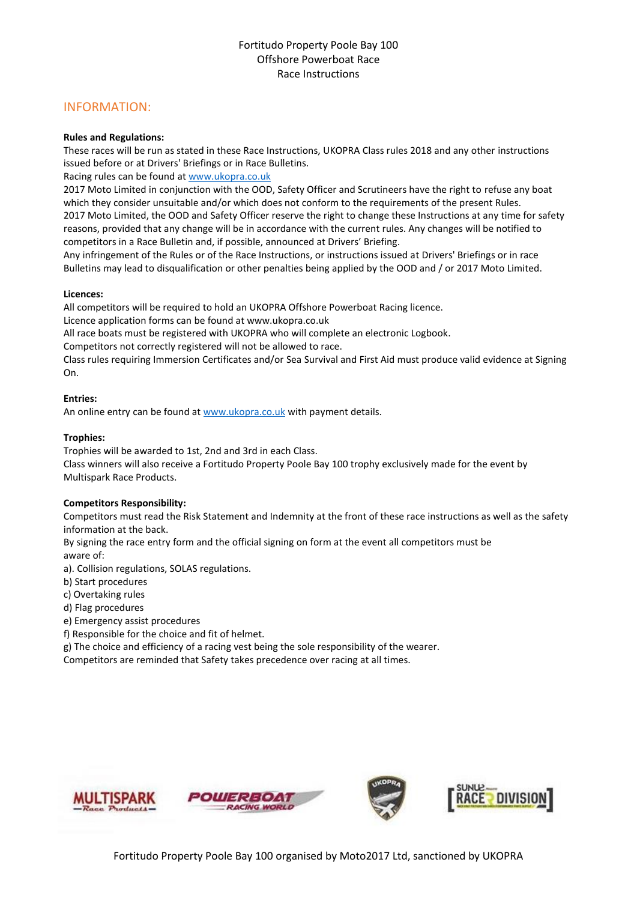Fortitudo Property Poole Bay 100
Offshore Powerboat Race
Race Instructions

## INFORMATION:

**Rules and Regulations:**

These races will be run as stated in these Race Instructions, UKOPRA Class rules 2018 and any other instructions issued before or at Drivers' Briefings or in Race Bulletins.

Racing rules can be found at www.ukopra.co.uk

2017 Moto Limited in conjunction with the OOD, Safety Officer and Scrutineers have the right to refuse any boat which they consider unsuitable and/or which does not conform to the requirements of the present Rules.

2017 Moto Limited, the OOD and Safety Officer reserve the right to change these Instructions at any time for safety reasons, provided that any change will be in accordance with the current rules. Any changes will be notified to competitors in a Race Bulletin and, if possible, announced at Drivers' Briefing.

Any infringement of the Rules or of the Race Instructions, or instructions issued at Drivers' Briefings or in race Bulletins may lead to disqualification or other penalties being applied by the OOD and / or 2017 Moto Limited.

**Licences:**

All competitors will be required to hold an UKOPRA Offshore Powerboat Racing licence.

Licence application forms can be found at www.ukopra.co.uk

All race boats must be registered with UKOPRA who will complete an electronic Logbook.

Competitors not correctly registered will not be allowed to race.

Class rules requiring Immersion Certificates and/or Sea Survival and First Aid must produce valid evidence at Signing On.

**Entries:**

An online entry can be found at www.ukopra.co.uk with payment details.

**Trophies:**

Trophies will be awarded to 1st, 2nd and 3rd in each Class.

Class winners will also receive a Fortitudo Property Poole Bay 100 trophy exclusively made for the event by Multispark Race Products.

**Competitors Responsibility:**

Competitors must read the Risk Statement and Indemnity at the front of these race instructions as well as the safety information at the back.

By signing the race entry form and the official signing on form at the event all competitors must be aware of:

a). Collision regulations, SOLAS regulations.
b) Start procedures
c) Overtaking rules
d) Flag procedures
e) Emergency assist procedures
f) Responsible for the choice and fit of helmet.
g) The choice and efficiency of a racing vest being the sole responsibility of the wearer.

Competitors are reminded that Safety takes precedence over racing at all times.

MULTISPARK Race Products | POWERBOAT RACING WORLD | UKOPRA | SUNU2 RACE DIVISION

Fortitudo Property Poole Bay 100 organised by Moto2017 Ltd, sanctioned by UKOPRA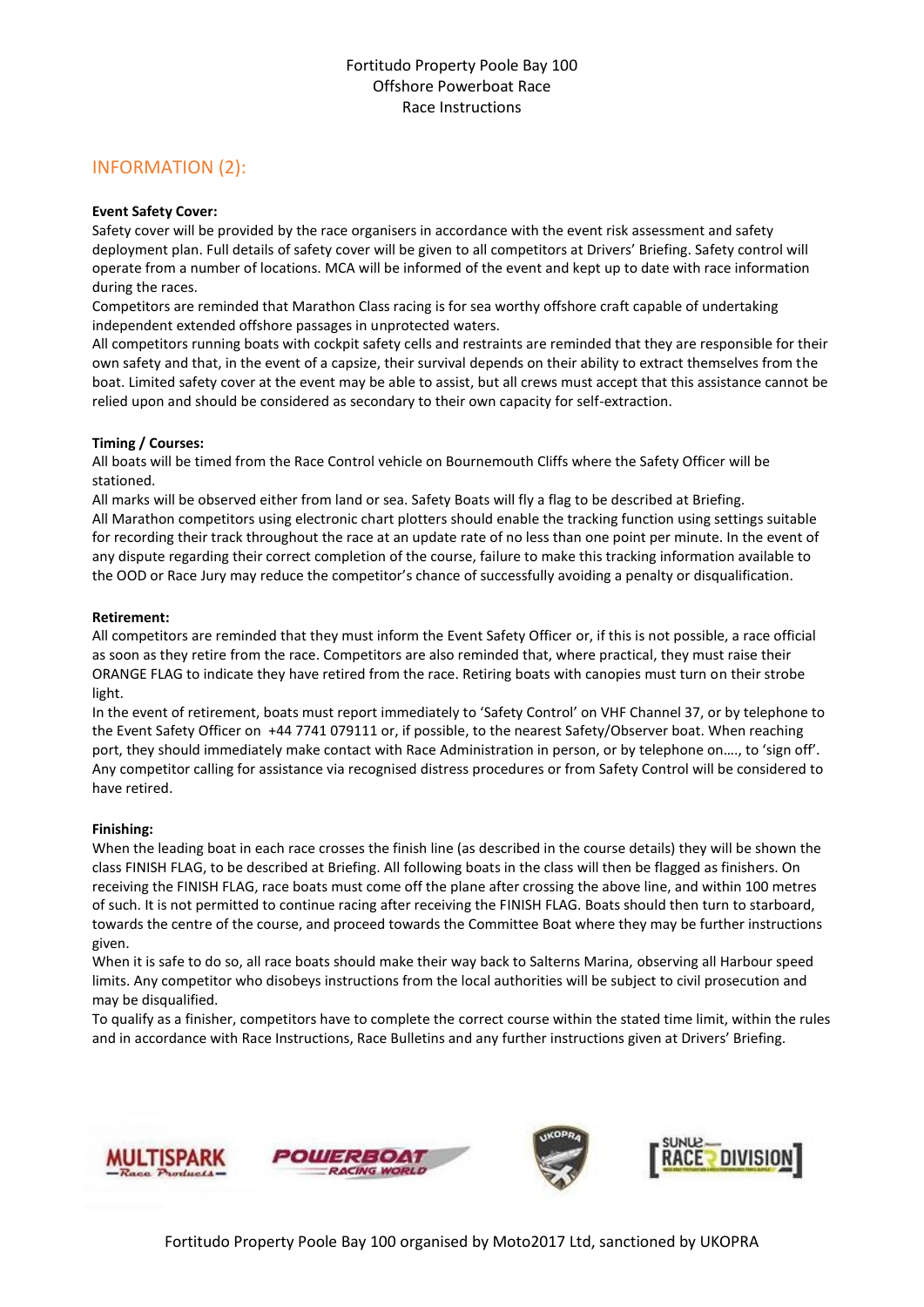Fortitudo Property Poole Bay 100
Offshore Powerboat Race
Race Instructions

## INFORMATION (2):

**Event Safety Cover:**
Safety cover will be provided by the race organisers in accordance with the event risk assessment and safety deployment plan. Full details of safety cover will be given to all competitors at Drivers' Briefing. Safety control will operate from a number of locations. MCA will be informed of the event and kept up to date with race information during the races.
Competitors are reminded that Marathon Class racing is for sea worthy offshore craft capable of undertaking independent extended offshore passages in unprotected waters.
All competitors running boats with cockpit safety cells and restraints are reminded that they are responsible for their own safety and that, in the event of a capsize, their survival depends on their ability to extract themselves from the boat. Limited safety cover at the event may be able to assist, but all crews must accept that this assistance cannot be relied upon and should be considered as secondary to their own capacity for self-extraction.

**Timing / Courses:**
All boats will be timed from the Race Control vehicle on Bournemouth Cliffs where the Safety Officer will be stationed.
All marks will be observed either from land or sea. Safety Boats will fly a flag to be described at Briefing.
All Marathon competitors using electronic chart plotters should enable the tracking function using settings suitable for recording their track throughout the race at an update rate of no less than one point per minute. In the event of any dispute regarding their correct completion of the course, failure to make this tracking information available to the OOD or Race Jury may reduce the competitor's chance of successfully avoiding a penalty or disqualification.

**Retirement:**
All competitors are reminded that they must inform the Event Safety Officer or, if this is not possible, a race official as soon as they retire from the race. Competitors are also reminded that, where practical, they must raise their ORANGE FLAG to indicate they have retired from the race. Retiring boats with canopies must turn on their strobe light.
In the event of retirement, boats must report immediately to 'Safety Control' on VHF Channel 37, or by telephone to the Event Safety Officer on +44 7741 079111 or, if possible, to the nearest Safety/Observer boat. When reaching port, they should immediately make contact with Race Administration in person, or by telephone on…., to 'sign off'.
Any competitor calling for assistance via recognised distress procedures or from Safety Control will be considered to have retired.

**Finishing:**
When the leading boat in each race crosses the finish line (as described in the course details) they will be shown the class FINISH FLAG, to be described at Briefing. All following boats in the class will then be flagged as finishers. On receiving the FINISH FLAG, race boats must come off the plane after crossing the above line, and within 100 metres of such. It is not permitted to continue racing after receiving the FINISH FLAG. Boats should then turn to starboard, towards the centre of the course, and proceed towards the Committee Boat where they may be further instructions given.
When it is safe to do so, all race boats should make their way back to Salterns Marina, observing all Harbour speed limits. Any competitor who disobeys instructions from the local authorities will be subject to civil prosecution and may be disqualified.
To qualify as a finisher, competitors have to complete the correct course within the stated time limit, within the rules and in accordance with Race Instructions, Race Bulletins and any further instructions given at Drivers' Briefing.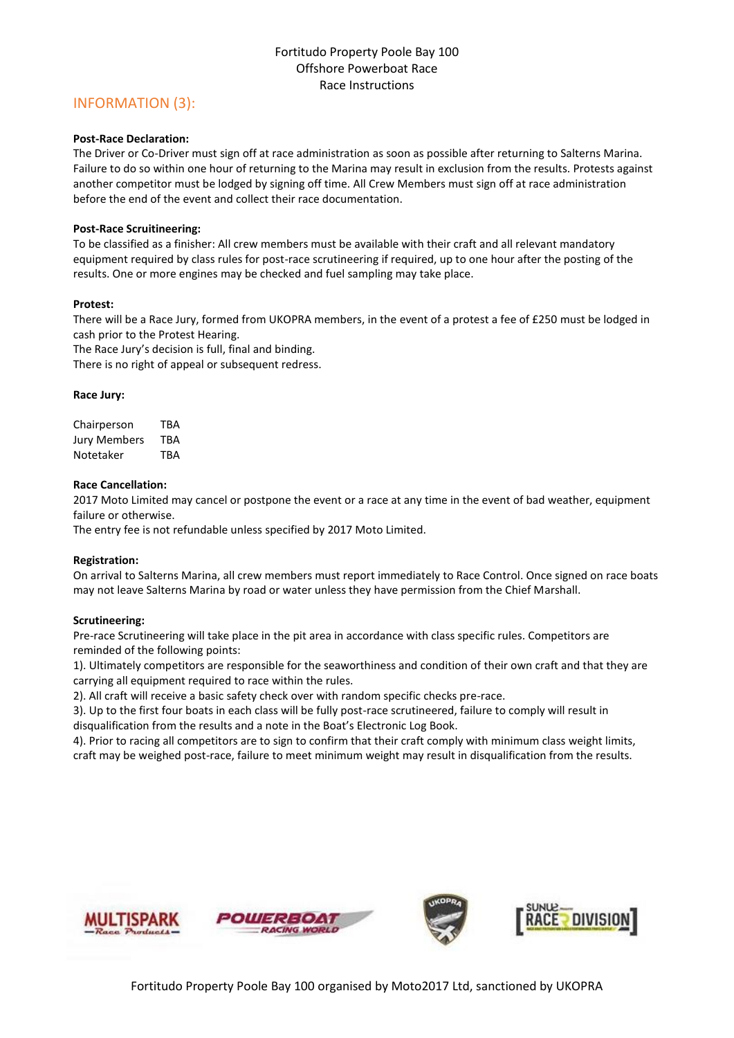## INFORMATION (3):

**Post-Race Declaration:**

The Driver or Co-Driver must sign off at race administration as soon as possible after returning to Salterns Marina. Failure to do so within one hour of returning to the Marina may result in exclusion from the results. Protests against another competitor must be lodged by signing off time. All Crew Members must sign off at race administration before the end of the event and collect their race documentation.

**Post-Race Scruitineering:**

To be classified as a finisher: All crew members must be available with their craft and all relevant mandatory equipment required by class rules for post-race scrutineering if required, up to one hour after the posting of the results. One or more engines may be checked and fuel sampling may take place.

**Protest:**

There will be a Race Jury, formed from UKOPRA members, in the event of a protest a fee of £250 must be lodged in cash prior to the Protest Hearing.

The Race Jury's decision is full, final and binding.

There is no right of appeal or subsequent redress.

**Race Jury:**

| | |
|---|---|
| Chairperson | TBA |
| Jury Members | TBA |
| Notetaker | TBA |

**Race Cancellation:**

2017 Moto Limited may cancel or postpone the event or a race at any time in the event of bad weather, equipment failure or otherwise.

The entry fee is not refundable unless specified by 2017 Moto Limited.

**Registration:**

On arrival to Salterns Marina, all crew members must report immediately to Race Control. Once signed on race boats may not leave Salterns Marina by road or water unless they have permission from the Chief Marshall.

**Scrutineering:**

Pre-race Scrutineering will take place in the pit area in accordance with class specific rules. Competitors are reminded of the following points:

1). Ultimately competitors are responsible for the seaworthiness and condition of their own craft and that they are carrying all equipment required to race within the rules.

2). All craft will receive a basic safety check over with random specific checks pre-race.

3). Up to the first four boats in each class will be fully post-race scrutineered, failure to comply will result in disqualification from the results and a note in the Boat's Electronic Log Book.

4). Prior to racing all competitors are to sign to confirm that their craft comply with minimum class weight limits, craft may be weighed post-race, failure to meet minimum weight may result in disqualification from the results.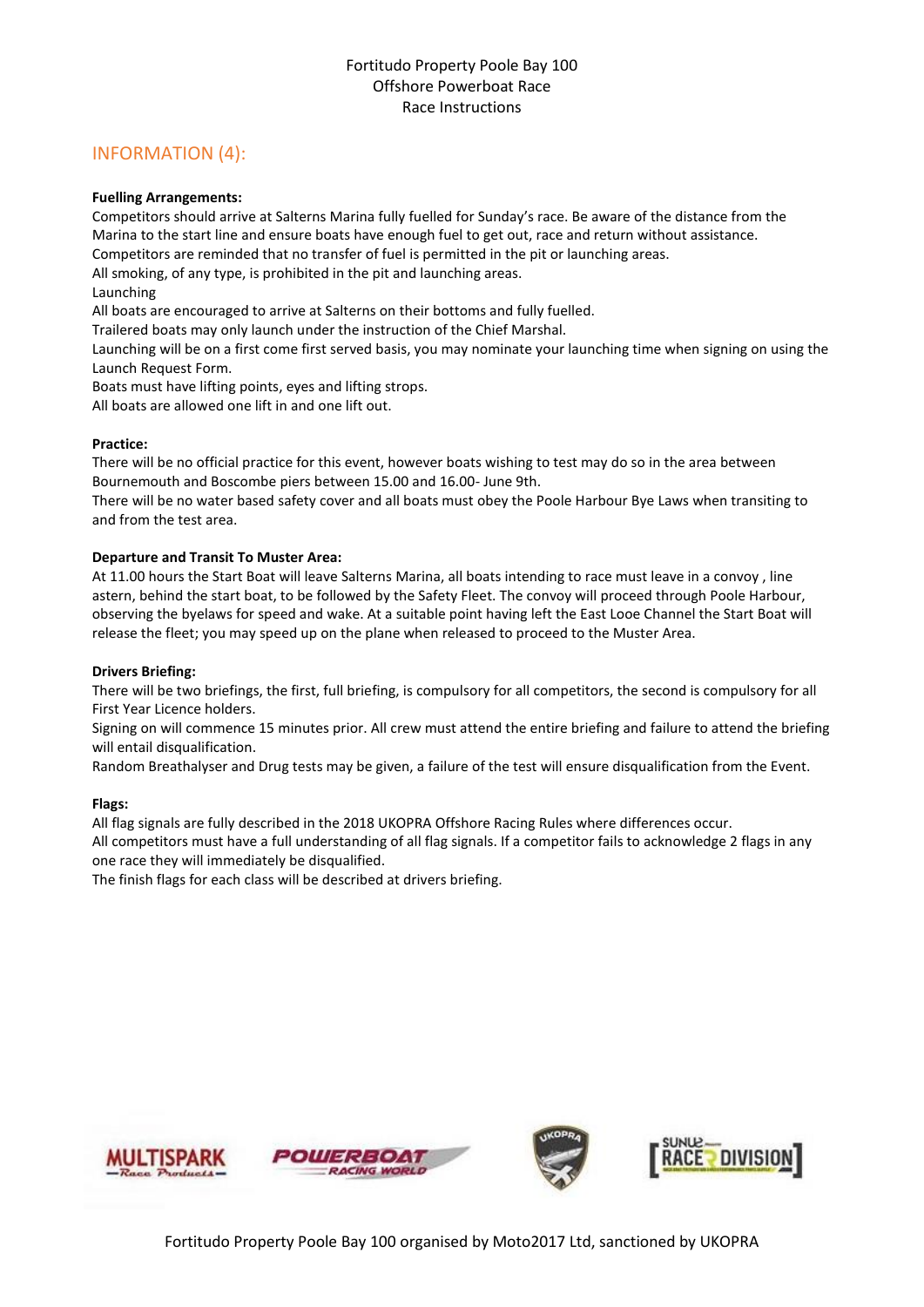Fortitudo Property Poole Bay 100
Offshore Powerboat Race
Race Instructions

## INFORMATION (4):

**Fuelling Arrangements:**

Competitors should arrive at Salterns Marina fully fuelled for Sunday's race. Be aware of the distance from the Marina to the start line and ensure boats have enough fuel to get out, race and return without assistance.

Competitors are reminded that no transfer of fuel is permitted in the pit or launching areas.

All smoking, of any type, is prohibited in the pit and launching areas.

Launching

All boats are encouraged to arrive at Salterns on their bottoms and fully fuelled.

Trailered boats may only launch under the instruction of the Chief Marshal.

Launching will be on a first come first served basis, you may nominate your launching time when signing on using the Launch Request Form.

Boats must have lifting points, eyes and lifting strops.

All boats are allowed one lift in and one lift out.

**Practice:**

There will be no official practice for this event, however boats wishing to test may do so in the area between Bournemouth and Boscombe piers between 15.00 and 16.00- June 9th.

There will be no water based safety cover and all boats must obey the Poole Harbour Bye Laws when transiting to and from the test area.

**Departure and Transit To Muster Area:**

At 11.00 hours the Start Boat will leave Salterns Marina, all boats intending to race must leave in a convoy , line astern, behind the start boat, to be followed by the Safety Fleet. The convoy will proceed through Poole Harbour, observing the byelaws for speed and wake. At a suitable point having left the East Looe Channel the Start Boat will release the fleet; you may speed up on the plane when released to proceed to the Muster Area.

**Drivers Briefing:**

There will be two briefings, the first, full briefing, is compulsory for all competitors, the second is compulsory for all First Year Licence holders.

Signing on will commence 15 minutes prior. All crew must attend the entire briefing and failure to attend the briefing will entail disqualification.

Random Breathalyser and Drug tests may be given, a failure of the test will ensure disqualification from the Event.

**Flags:**

All flag signals are fully described in the 2018 UKOPRA Offshore Racing Rules where differences occur.

All competitors must have a full understanding of all flag signals. If a competitor fails to acknowledge 2 flags in any one race they will immediately be disqualified.

The finish flags for each class will be described at drivers briefing.

Fortitudo Property Poole Bay 100 organised by Moto2017 Ltd, sanctioned by UKOPRA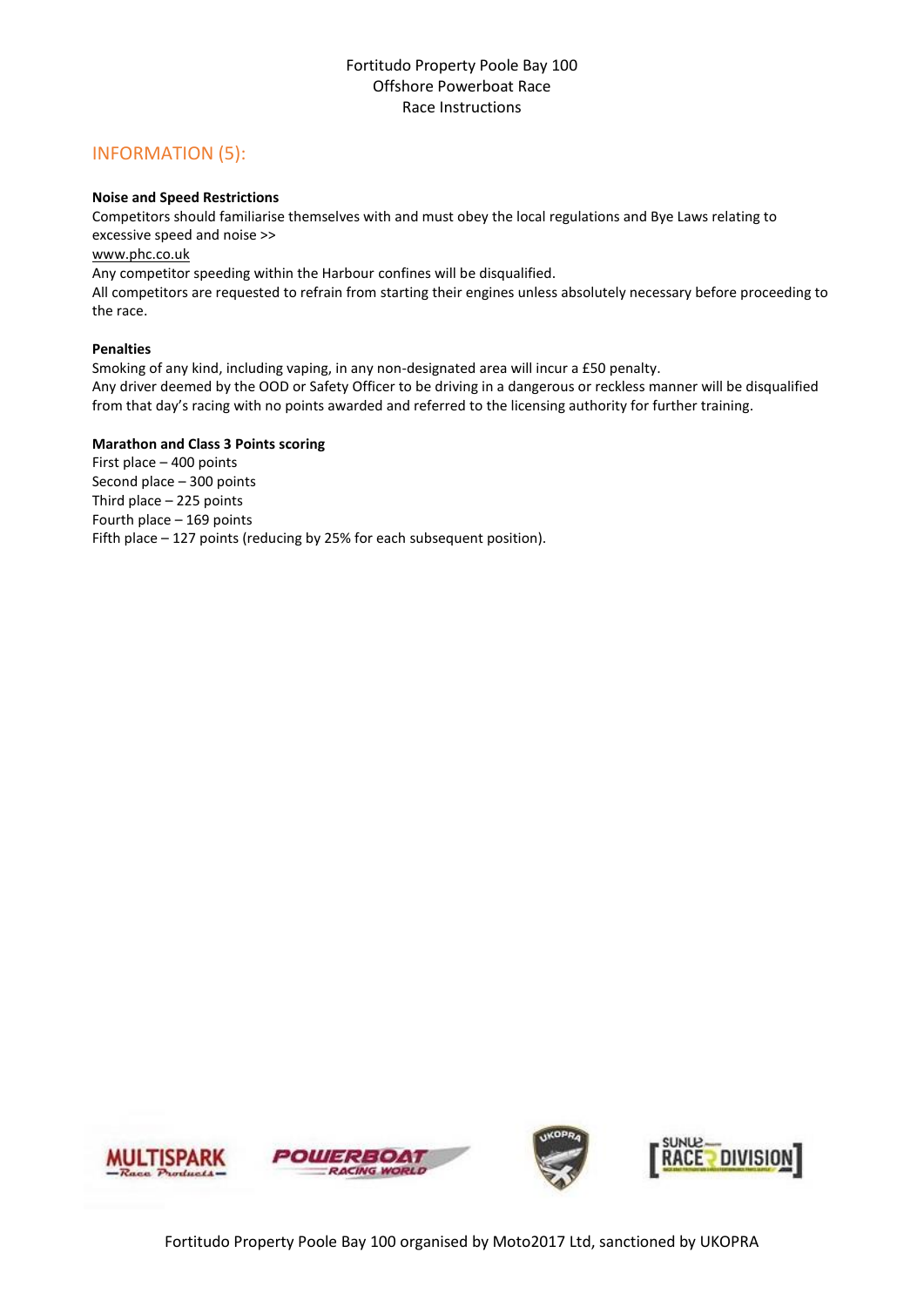## INFORMATION (5):

**Noise and Speed Restrictions**

Competitors should familiarise themselves with and must obey the local regulations and Bye Laws relating to excessive speed and noise >>
www.phc.co.uk
Any competitor speeding within the Harbour confines will be disqualified.
All competitors are requested to refrain from starting their engines unless absolutely necessary before proceeding to the race.

**Penalties**

Smoking of any kind, including vaping, in any non-designated area will incur a £50 penalty.
Any driver deemed by the OOD or Safety Officer to be driving in a dangerous or reckless manner will be disqualified from that day's racing with no points awarded and referred to the licensing authority for further training.

**Marathon and Class 3 Points scoring**

First place – 400 points
Second place – 300 points
Third place – 225 points
Fourth place – 169 points
Fifth place – 127 points (reducing by 25% for each subsequent position).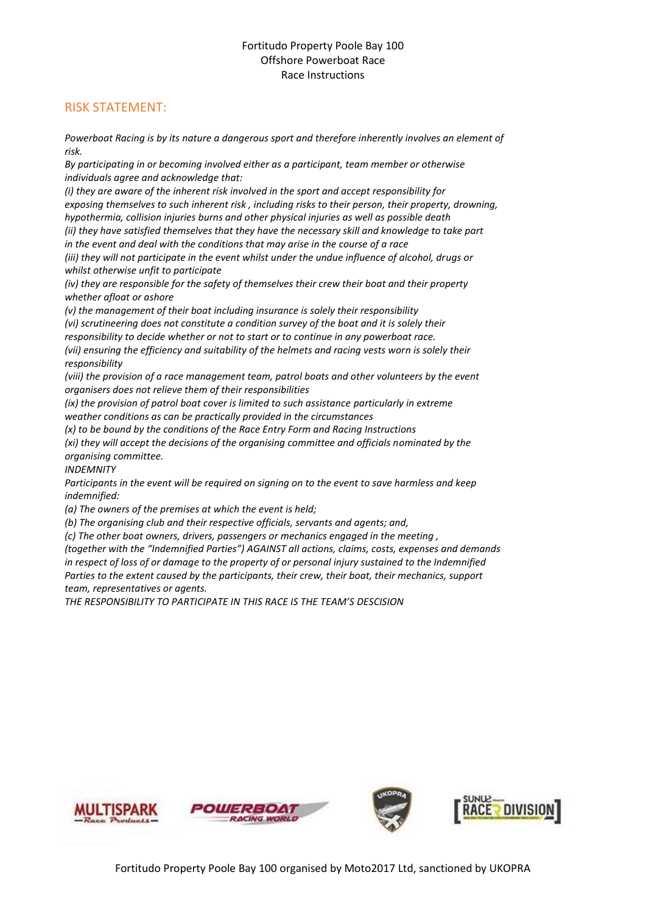Fortitudo Property Poole Bay 100
Offshore Powerboat Race
Race Instructions

## RISK STATEMENT:

*Powerboat Racing is by its nature a dangerous sport and therefore inherently involves an element of risk.*

*By participating in or becoming involved either as a participant, team member or otherwise individuals agree and acknowledge that:*

*(i) they are aware of the inherent risk involved in the sport and accept responsibility for exposing themselves to such inherent risk , including risks to their person, their property, drowning, hypothermia, collision injuries burns and other physical injuries as well as possible death*

*(ii) they have satisfied themselves that they have the necessary skill and knowledge to take part in the event and deal with the conditions that may arise in the course of a race*

*(iii) they will not participate in the event whilst under the undue influence of alcohol, drugs or whilst otherwise unfit to participate*

*(iv) they are responsible for the safety of themselves their crew their boat and their property whether afloat or ashore*

*(v) the management of their boat including insurance is solely their responsibility*

*(vi) scrutineering does not constitute a condition survey of the boat and it is solely their responsibility to decide whether or not to start or to continue in any powerboat race.*

*(vii) ensuring the efficiency and suitability of the helmets and racing vests worn is solely their responsibility*

*(viii) the provision of a race management team, patrol boats and other volunteers by the event organisers does not relieve them of their responsibilities*

*(ix) the provision of patrol boat cover is limited to such assistance particularly in extreme weather conditions as can be practically provided in the circumstances*

*(x) to be bound by the conditions of the Race Entry Form and Racing Instructions*

*(xi) they will accept the decisions of the organising committee and officials nominated by the organising committee.*

*INDEMNITY*

*Participants in the event will be required on signing on to the event to save harmless and keep indemnified:*

*(a) The owners of the premises at which the event is held;*

*(b) The organising club and their respective officials, servants and agents; and,*

*(c) The other boat owners, drivers, passengers or mechanics engaged in the meeting ,*

*(together with the "Indemnified Parties") AGAINST all actions, claims, costs, expenses and demands in respect of loss of or damage to the property of or personal injury sustained to the Indemnified Parties to the extent caused by the participants, their crew, their boat, their mechanics, support team, representatives or agents.*

*THE RESPONSIBILITY TO PARTICIPATE IN THIS RACE IS THE TEAM'S DESCISION*

Fortitudo Property Poole Bay 100 organised by Moto2017 Ltd, sanctioned by UKOPRA